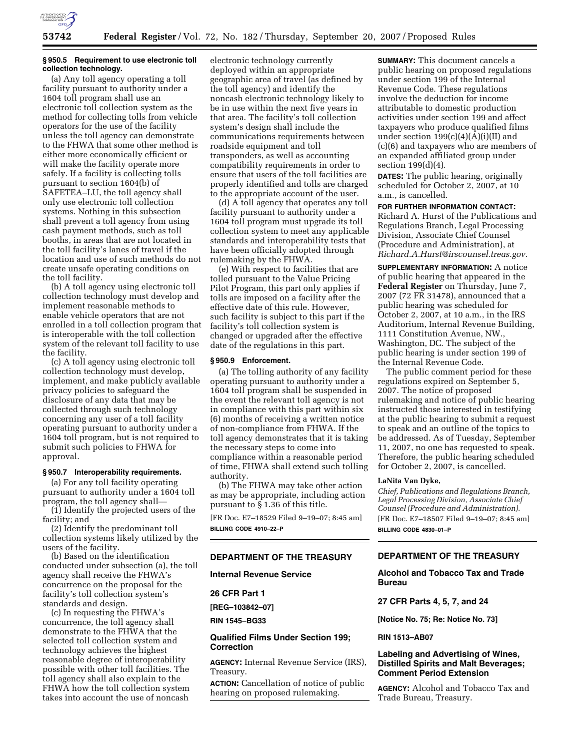### § 950.5 Requirement to use electronic toll collection technology.

(a) Any toll agency operating a toll facility pursuant to authority under a 1604 toll program shall use an electronic toll collection system as the method for collecting tolls from vehicle operators for the use of the facility unless the toll agency can demonstrate to the FHWA that some other method is either more economically efficient or will make the facility operate more safely. If a facility is collecting tolls pursuant to section 1604(b) of SAFETEA–LU, the toll agency shall only use electronic toll collection systems. Nothing in this subsection shall prevent a toll agency from using cash payment methods, such as toll booths, in areas that are not located in the toll facility's lanes of travel if the location and use of such methods do not create unsafe operating conditions on the toll facility.

(b) A toll agency using electronic toll collection technology must develop and implement reasonable methods to enable vehicle operators that are not enrolled in a toll collection program that is interoperable with the toll collection system of the relevant toll facility to use the facility.

(c) A toll agency using electronic toll collection technology must develop, implement, and make publicly available privacy policies to safeguard the disclosure of any data that may be collected through such technology concerning any user of a toll facility operating pursuant to authority under a 1604 toll program, but is not required to submit such policies to FHWA for approval.

### § 950.7 Interoperability requirements.

(a) For any toll facility operating pursuant to authority under a 1604 toll program, the toll agency shall—

(1) Identify the projected users of the facility; and

(2) Identify the predominant toll collection systems likely utilized by the users of the facility.

(b) Based on the identification conducted under subsection (a), the toll agency shall receive the FHWA's concurrence on the proposal for the facility's toll collection system's standards and design.

(c) In requesting the FHWA's concurrence, the toll agency shall demonstrate to the FHWA that the selected toll collection system and technology achieves the highest reasonable degree of interoperability possible with other toll facilities. The toll agency shall also explain to the FHWA how the toll collection system takes into account the use of noncash electronic technology currently deployed within an appropriate geographic area of travel (as defined by the toll agency) and identify the noncash electronic technology likely to be in use within the next five years in that area. The facility's toll collection system's design shall include the communications requirements between roadside equipment and toll transponders, as well as accounting compatibility requirements in order to ensure that users of the toll facilities are properly identified and tolls are charged to the appropriate account of the user.

(d) A toll agency that operates any toll facility pursuant to authority under a 1604 toll program must upgrade its toll collection system to meet any applicable standards and interoperability tests that have been officially adopted through rulemaking by the FHWA.

(e) With respect to facilities that are tolled pursuant to the Value Pricing Pilot Program, this part only applies if tolls are imposed on a facility after the effective date of this rule. However, such facility is subject to this part if the facility's toll collection system is changed or upgraded after the effective date of the regulations in this part.

### § 950.9 Enforcement.

(a) The tolling authority of any facility operating pursuant to authority under a 1604 toll program shall be suspended in the event the relevant toll agency is not in compliance with this part within six (6) months of receiving a written notice of non-compliance from FHWA. If the toll agency demonstrates that it is taking the necessary steps to come into compliance within a reasonable period of time, FHWA shall extend such tolling authority.

(b) The FHWA may take other action as may be appropriate, including action pursuant to § 1.36 of this title.

[FR Doc. E7–18529 Filed 9–19–07; 8:45 am]

**BILLING CODE 4910–22–P**

---

## DEPARTMENT OF THE TREASURY

### Internal Revenue Service

**26 CFR Part 1**

**[REG–103842–07]**

**RIN 1545–BG33**

### Qualified Films Under Section 199; Correction

**AGENCY:** Internal Revenue Service (IRS), Treasury.

**ACTION:** Cancellation of notice of public hearing on proposed rulemaking.

**SUMMARY:** This document cancels a public hearing on proposed regulations under section 199 of the Internal Revenue Code. These regulations involve the deduction for income attributable to domestic production activities under section 199 and affect taxpayers who produce qualified films under section 199(c)(4)(A)(i)(II) and (c)(6) and taxpayers who are members of an expanded affiliated group under section 199(d)(4).

**DATES:** The public hearing, originally scheduled for October 2, 2007, at 10 a.m., is cancelled.

**FOR FURTHER INFORMATION CONTACT:** Richard A. Hurst of the Publications and Regulations Branch, Legal Processing Division, Associate Chief Counsel (Procedure and Administration), at *Richard.A.Hurst@irscounsel.treas.gov.*

**SUPPLEMENTARY INFORMATION:** A notice of public hearing that appeared in the **Federal Register** on Thursday, June 7, 2007 (72 FR 31478), announced that a public hearing was scheduled for October 2, 2007, at 10 a.m., in the IRS Auditorium, Internal Revenue Building, 1111 Constitution Avenue, NW., Washington, DC. The subject of the public hearing is under section 199 of the Internal Revenue Code.

The public comment period for these regulations expired on September 5, 2007. The notice of proposed rulemaking and notice of public hearing instructed those interested in testifying at the public hearing to submit a request to speak and an outline of the topics to be addressed. As of Tuesday, September 11, 2007, no one has requested to speak. Therefore, the public hearing scheduled for October 2, 2007, is cancelled.

**LaNita Van Dyke,**

*Chief, Publications and Regulations Branch, Legal Processing Division, Associate Chief Counsel (Procedure and Administration).*

[FR Doc. E7–18507 Filed 9–19–07; 8:45 am]

**BILLING CODE 4830–01–P**

---

## DEPARTMENT OF THE TREASURY

### Alcohol and Tobacco Tax and Trade Bureau

**27 CFR Parts 4, 5, 7, and 24**

**[Notice No. 75; Re: Notice No. 73]**

**RIN 1513–AB07**

### Labeling and Advertising of Wines, Distilled Spirits and Malt Beverages; Comment Period Extension

**AGENCY:** Alcohol and Tobacco Tax and Trade Bureau, Treasury.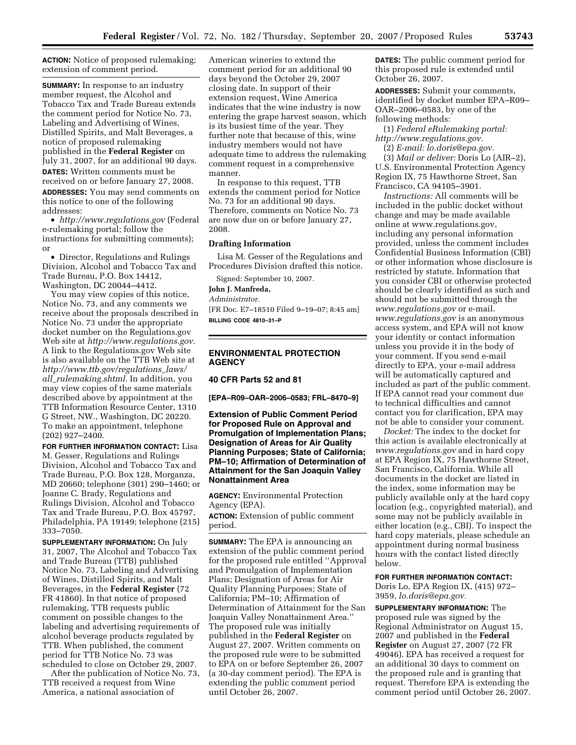**ACTION:** Notice of proposed rulemaking; extension of comment period.

**SUMMARY:** In response to an industry member request, the Alcohol and Tobacco Tax and Trade Bureau extends the comment period for Notice No. 73, Labeling and Advertising of Wines, Distilled Spirits, and Malt Beverages, a notice of proposed rulemaking published in the **Federal Register** on July 31, 2007, for an additional 90 days.

**DATES:** Written comments must be received on or before January 27, 2008.

**ADDRESSES:** You may send comments on this notice to one of the following addresses:

- *http://www.regulations.gov* (Federal e-rulemaking portal; follow the instructions for submitting comments); or
- Director, Regulations and Rulings Division, Alcohol and Tobacco Tax and Trade Bureau, P.O. Box 14412, Washington, DC 20044–4412.

You may view copies of this notice, Notice No. 73, and any comments we receive about the proposals described in Notice No. 73 under the appropriate docket number on the Regulations.gov Web site at *http://www.regulations.gov.* A link to the Regulations.gov Web site is also available on the TTB Web site at *http://www.ttb.gov/regulations_laws/all_rulemaking.shtml.* In addition, you may view copies of the same materials described above by appointment at the TTB Information Resource Center, 1310 G Street, NW., Washington, DC 20220. To make an appointment, telephone (202) 927–2400.

**FOR FURTHER INFORMATION CONTACT:** Lisa M. Gesser, Regulations and Rulings Division, Alcohol and Tobacco Tax and Trade Bureau, P.O. Box 128, Morganza, MD 20660; telephone (301) 290–1460; or Joanne C. Brady, Regulations and Rulings Division, Alcohol and Tobacco Tax and Trade Bureau, P.O. Box 45797, Philadelphia, PA 19149; telephone (215) 333–7050.

**SUPPLEMENTARY INFORMATION:** On July 31, 2007, The Alcohol and Tobacco Tax and Trade Bureau (TTB) published Notice No. 73, Labeling and Advertising of Wines, Distilled Spirits, and Malt Beverages, in the **Federal Register** (72 FR 41860). In that notice of proposed rulemaking, TTB requests public comment on possible changes to the labeling and advertising requirements of alcohol beverage products regulated by TTB. When published, the comment period for TTB Notice No. 73 was scheduled to close on October 29, 2007.

After the publication of Notice No. 73, TTB received a request from Wine America, a national association of American wineries to extend the comment period for an additional 90 days beyond the October 29, 2007 closing date. In support of their extension request, Wine America indicates that the wine industry is now entering the grape harvest season, which is its busiest time of the year. They further note that because of this, wine industry members would not have adequate time to address the rulemaking comment request in a comprehensive manner.

In response to this request, TTB extends the comment period for Notice No. 73 for an additional 90 days. Therefore, comments on Notice No. 73 are now due on or before January 27, 2008.

### Drafting Information

Lisa M. Gesser of the Regulations and Procedures Division drafted this notice.

Signed: September 10, 2007.

**John J. Manfreda,**

*Administrator.*

[FR Doc. E7–18510 Filed 9–19–07; 8:45 am]

**BILLING CODE 4810–31–P**

## ENVIRONMENTAL PROTECTION AGENCY

### 40 CFR Parts 52 and 81

**[EPA–R09–OAR–2006–0583; FRL–8470–9]**

### Extension of Public Comment Period for Proposed Rule on Approval and Promulgation of Implementation Plans; Designation of Areas for Air Quality Planning Purposes; State of California; PM–10; Affirmation of Determination of Attainment for the San Joaquin Valley Nonattainment Area

**AGENCY:** Environmental Protection Agency (EPA).

**ACTION:** Extension of public comment period.

**SUMMARY:** The EPA is announcing an extension of the public comment period for the proposed rule entitled ''Approval and Promulgation of Implementation Plans; Designation of Areas for Air Quality Planning Purposes; State of California; PM–10; Affirmation of Determination of Attainment for the San Joaquin Valley Nonattainment Area.'' The proposed rule was initially published in the **Federal Register** on August 27, 2007. Written comments on the proposed rule were to be submitted to EPA on or before September 26, 2007 (a 30-day comment period). The EPA is extending the public comment period until October 26, 2007.

**DATES:** The public comment period for this proposed rule is extended until October 26, 2007.

**ADDRESSES:** Submit your comments, identified by docket number EPA–R09–OAR–2006–0583, by one of the following methods:

(1) *Federal eRulemaking portal: http://www.regulations.gov.*

(2) *E-mail: lo.doris@epa.gov.*

(3) *Mail or deliver:* Doris Lo (AIR–2), U.S. Environmental Protection Agency Region IX, 75 Hawthorne Street, San Francisco, CA 94105–3901.

*Instructions:* All comments will be included in the public docket without change and may be made available online at www.regulations.gov, including any personal information provided, unless the comment includes Confidential Business Information (CBI) or other information whose disclosure is restricted by statute. Information that you consider CBI or otherwise protected should be clearly identified as such and should not be submitted through the *www.regulations.gov* or e-mail. *www.regulations.gov* is an anonymous access system, and EPA will not know your identity or contact information unless you provide it in the body of your comment. If you send e-mail directly to EPA, your e-mail address will be automatically captured and included as part of the public comment. If EPA cannot read your comment due to technical difficulties and cannot contact you for clarification, EPA may not be able to consider your comment.

*Docket:* The index to the docket for this action is available electronically at *www.regulations.gov* and in hard copy at EPA Region IX, 75 Hawthorne Street, San Francisco, California. While all documents in the docket are listed in the index, some information may be publicly available only at the hard copy location (e.g., copyrighted material), and some may not be publicly available in either location (e.g., CBI). To inspect the hard copy materials, please schedule an appointment during normal business hours with the contact listed directly below.

**FOR FURTHER INFORMATION CONTACT:** Doris Lo, EPA Region IX, (415) 972–3959, *lo.doris@epa.gov.*

**SUPPLEMENTARY INFORMATION:** The proposed rule was signed by the Regional Administrator on August 15, 2007 and published in the **Federal Register** on August 27, 2007 (72 FR 49046). EPA has received a request for an additional 30 days to comment on the proposed rule and is granting that request. Therefore EPA is extending the comment period until October 26, 2007.